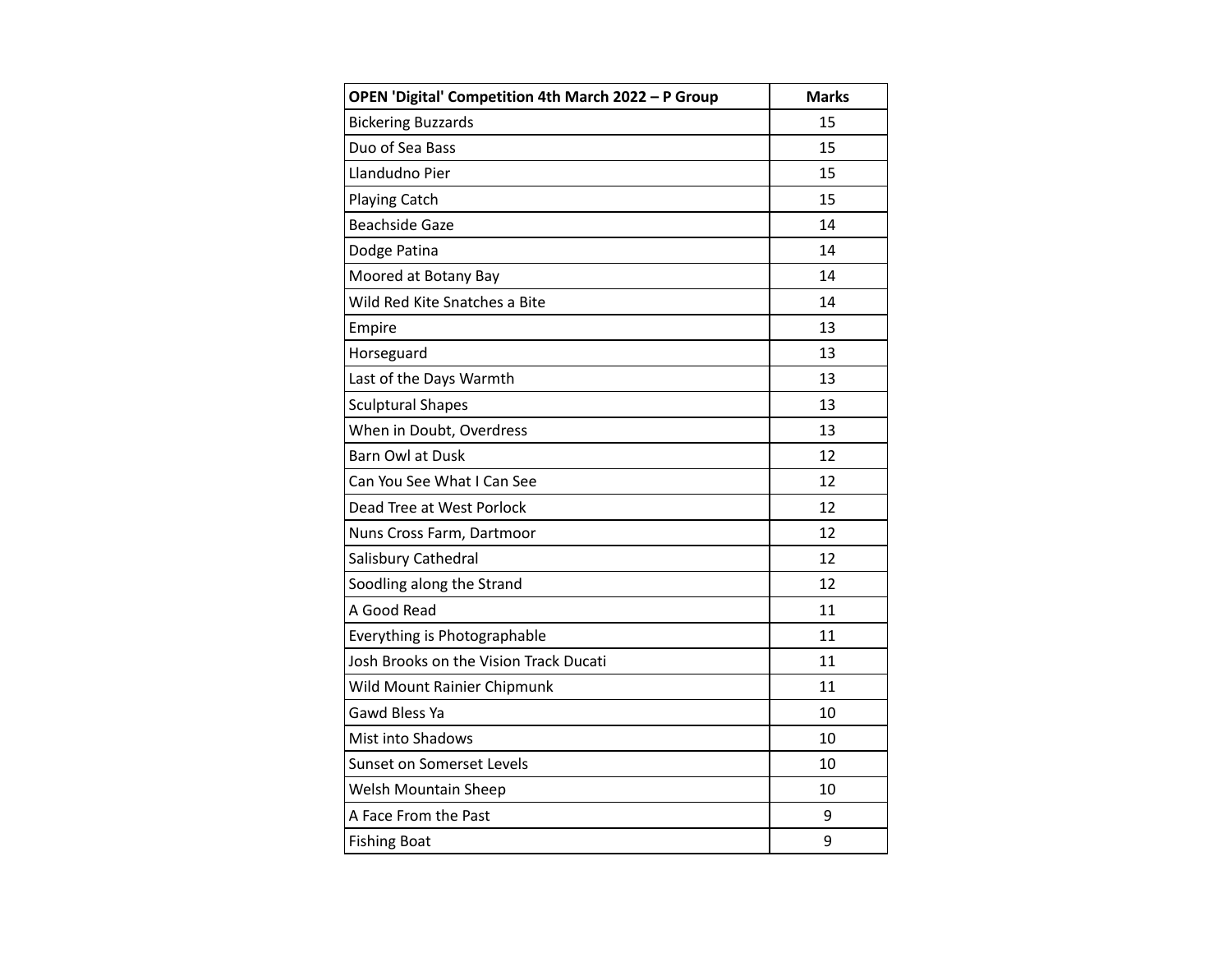| OPEN 'Digital' Competition 4th March 2022 – P Group | Marks |
| --- | --- |
| Bickering Buzzards | 15 |
| Duo of Sea Bass | 15 |
| Llandudno Pier | 15 |
| Playing Catch | 15 |
| Beachside Gaze | 14 |
| Dodge Patina | 14 |
| Moored at Botany Bay | 14 |
| Wild Red Kite Snatches a Bite | 14 |
| Empire | 13 |
| Horseguard | 13 |
| Last of the Days Warmth | 13 |
| Sculptural Shapes | 13 |
| When in Doubt, Overdress | 13 |
| Barn Owl at Dusk | 12 |
| Can You See What I Can See | 12 |
| Dead Tree at West Porlock | 12 |
| Nuns Cross Farm, Dartmoor | 12 |
| Salisbury Cathedral | 12 |
| Soodling along the Strand | 12 |
| A Good Read | 11 |
| Everything is Photographable | 11 |
| Josh Brooks on the Vision Track Ducati | 11 |
| Wild Mount Rainier Chipmunk | 11 |
| Gawd Bless Ya | 10 |
| Mist into Shadows | 10 |
| Sunset on Somerset Levels | 10 |
| Welsh Mountain Sheep | 10 |
| A Face From the Past | 9 |
| Fishing Boat | 9 |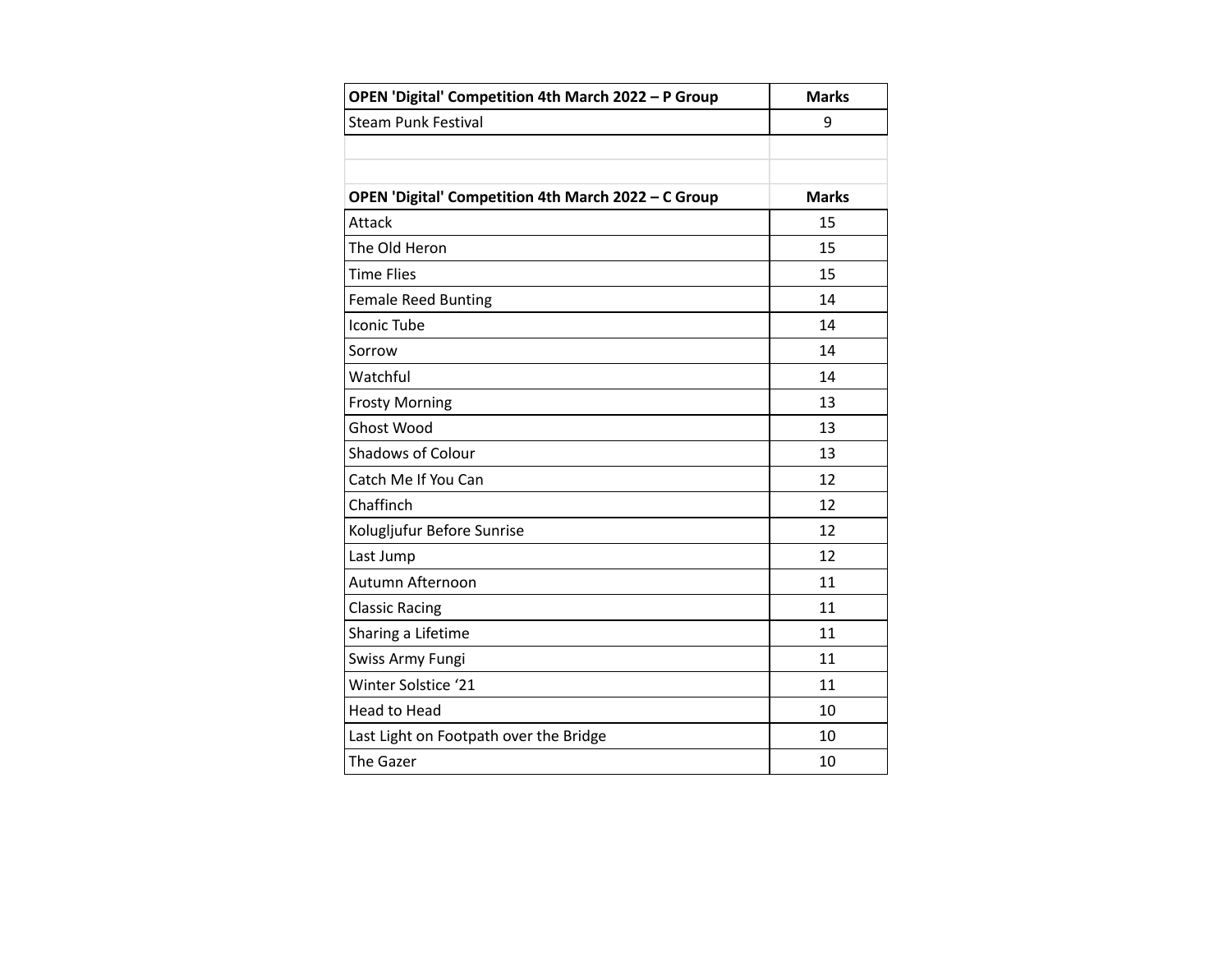| OPEN 'Digital' Competition 4th March 2022 – P Group | Marks |
|---|---|
| Steam Punk Festival | 9 |

| OPEN 'Digital' Competition 4th March 2022 – C Group | Marks |
|---|---|
| Attack | 15 |
| The Old Heron | 15 |
| Time Flies | 15 |
| Female Reed Bunting | 14 |
| Iconic Tube | 14 |
| Sorrow | 14 |
| Watchful | 14 |
| Frosty Morning | 13 |
| Ghost Wood | 13 |
| Shadows of Colour | 13 |
| Catch Me If You Can | 12 |
| Chaffinch | 12 |
| Kolugljufur Before Sunrise | 12 |
| Last Jump | 12 |
| Autumn Afternoon | 11 |
| Classic Racing | 11 |
| Sharing a Lifetime | 11 |
| Swiss Army Fungi | 11 |
| Winter Solstice '21 | 11 |
| Head to Head | 10 |
| Last Light on Footpath over the Bridge | 10 |
| The Gazer | 10 |